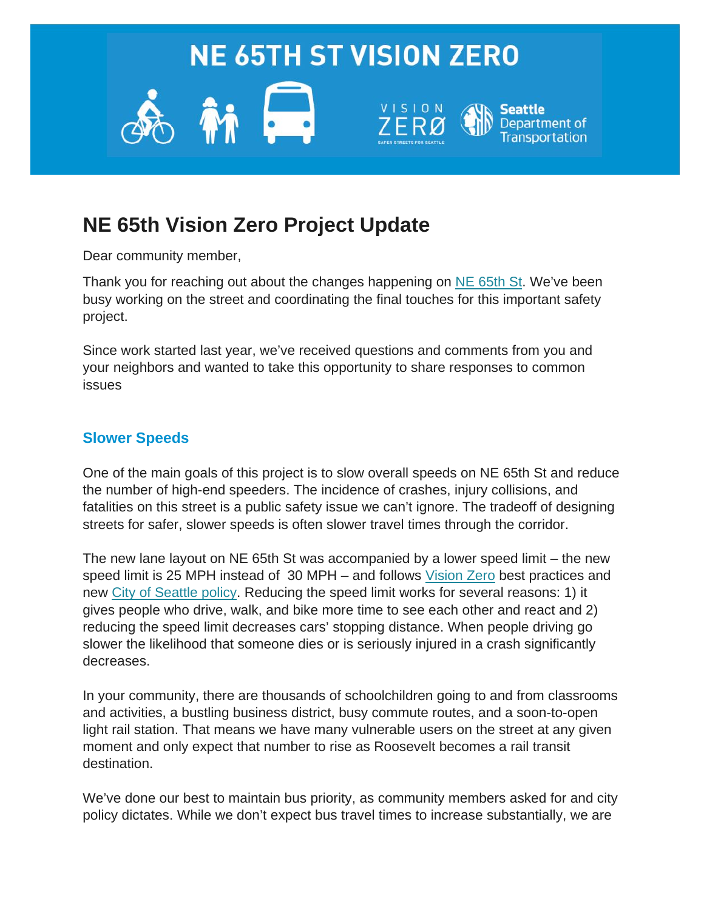# NE 65TH ST VISION ZERO

## NE 65th Vision Zero Project Update

Dear community member,

Thank you for reaching out about the changes happening on NE 65th St. We've been busy working on the street and coordinating the final touches for this important safety project.

Since work started last year, we've received questions and comments from you and your neighbors and wanted to take this opportunity to share responses to common issues

### Slower Speeds

One of the main goals of this project is to slow overall speeds on NE 65th St and reduce the number of high-end speeders. The incidence of crashes, injury collisions, and fatalities on this street is a public safety issue we can't ignore. The tradeoff of designing streets for safer, slower speeds is often slower travel times through the corridor.

The new lane layout on NE 65th St was accompanied by a lower speed limit – the new speed limit is 25 MPH instead of 30 MPH – and follows Vision Zero best practices and new City of Seattle policy. Reducing the speed limit works for several reasons: 1) it gives people who drive, walk, and bike more time to see each other and react and 2) reducing the speed limit decreases cars' stopping distance. When people driving go slower the likelihood that someone dies or is seriously injured in a crash significantly decreases.

In your community, there are thousands of schoolchildren going to and from classrooms and activities, a bustling business district, busy commute routes, and a soon-to-open light rail station. That means we have many vulnerable users on the street at any given moment and only expect that number to rise as Roosevelt becomes a rail transit destination.

We've done our best to maintain bus priority, as community members asked for and city policy dictates. While we don't expect bus travel times to increase substantially, we are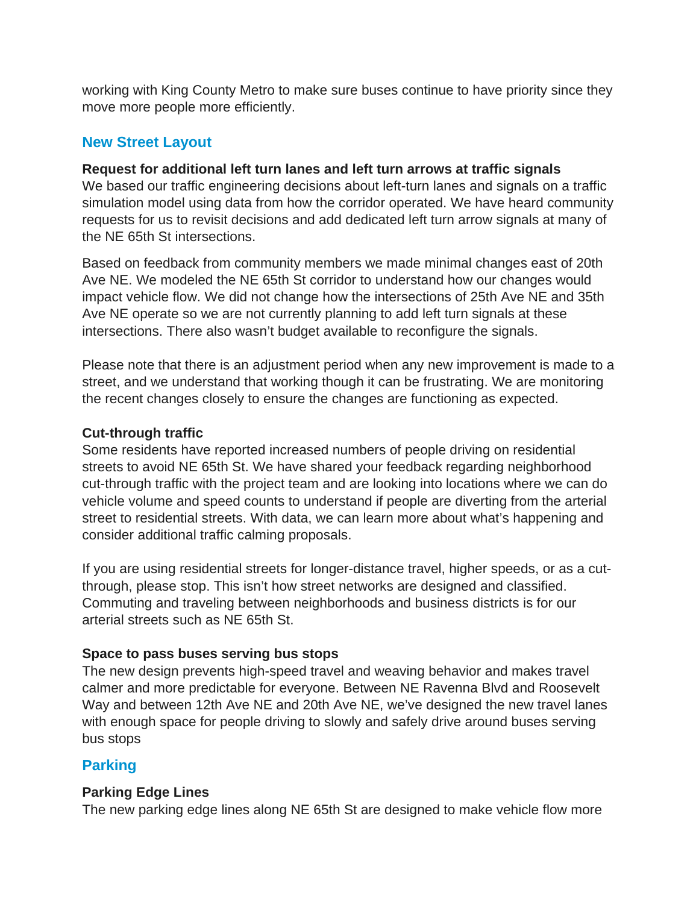working with King County Metro to make sure buses continue to have priority since they move more people more efficiently.

## New Street Layout

**Request for additional left turn lanes and left turn arrows at traffic signals**
We based our traffic engineering decisions about left-turn lanes and signals on a traffic simulation model using data from how the corridor operated. We have heard community requests for us to revisit decisions and add dedicated left turn arrow signals at many of the NE 65th St intersections.

Based on feedback from community members we made minimal changes east of 20th Ave NE. We modeled the NE 65th St corridor to understand how our changes would impact vehicle flow. We did not change how the intersections of 25th Ave NE and 35th Ave NE operate so we are not currently planning to add left turn signals at these intersections. There also wasn't budget available to reconfigure the signals.

Please note that there is an adjustment period when any new improvement is made to a street, and we understand that working though it can be frustrating. We are monitoring the recent changes closely to ensure the changes are functioning as expected.

**Cut-through traffic**
Some residents have reported increased numbers of people driving on residential streets to avoid NE 65th St. We have shared your feedback regarding neighborhood cut-through traffic with the project team and are looking into locations where we can do vehicle volume and speed counts to understand if people are diverting from the arterial street to residential streets. With data, we can learn more about what's happening and consider additional traffic calming proposals.

If you are using residential streets for longer-distance travel, higher speeds, or as a cut-through, please stop. This isn't how street networks are designed and classified. Commuting and traveling between neighborhoods and business districts is for our arterial streets such as NE 65th St.

**Space to pass buses serving bus stops**
The new design prevents high-speed travel and weaving behavior and makes travel calmer and more predictable for everyone. Between NE Ravenna Blvd and Roosevelt Way and between 12th Ave NE and 20th Ave NE, we've designed the new travel lanes with enough space for people driving to slowly and safely drive around buses serving bus stops

## Parking

**Parking Edge Lines**
The new parking edge lines along NE 65th St are designed to make vehicle flow more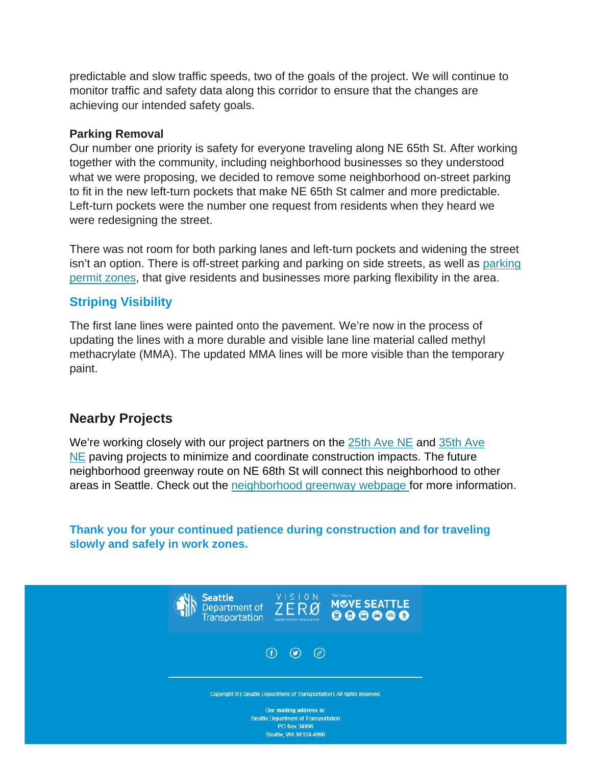predictable and slow traffic speeds, two of the goals of the project. We will continue to monitor traffic and safety data along this corridor to ensure that the changes are achieving our intended safety goals.

**Parking Removal**

Our number one priority is safety for everyone traveling along NE 65th St. After working together with the community, including neighborhood businesses so they understood what we were proposing, we decided to remove some neighborhood on-street parking to fit in the new left-turn pockets that make NE 65th St calmer and more predictable. Left-turn pockets were the number one request from residents when they heard we were redesigning the street.

There was not room for both parking lanes and left-turn pockets and widening the street isn't an option. There is off-street parking and parking on side streets, as well as parking permit zones, that give residents and businesses more parking flexibility in the area.

### Striping Visibility

The first lane lines were painted onto the pavement. We're now in the process of updating the lines with a more durable and visible lane line material called methyl methacrylate (MMA). The updated MMA lines will be more visible than the temporary paint.

## Nearby Projects

We're working closely with our project partners on the 25th Ave NE and 35th Ave NE paving projects to minimize and coordinate construction impacts. The future neighborhood greenway route on NE 68th St will connect this neighborhood to other areas in Seattle. Check out the neighborhood greenway webpage for more information.

**Thank you for your continued patience during construction and for traveling slowly and safely in work zones.**

Seattle Department of Transportation | VISION ZERØ | The Levy to MOVE SEATTLE

Copyright © | Seattle Department of Transportation | All rights reserved.

Our mailing address is:
Seattle Department of Transportation
PO Box 34996
Seattle, WA 98124-4996